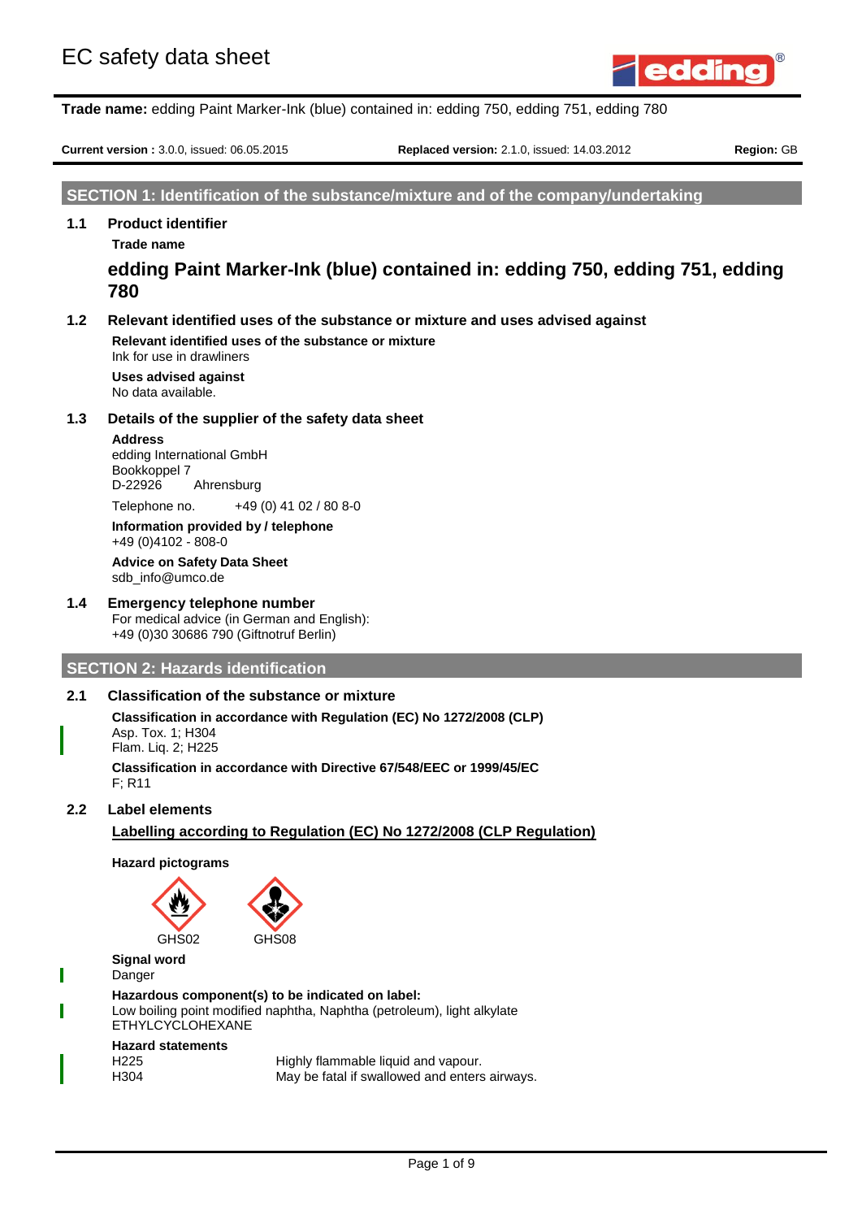# EC safety data sheet

**Trade name:** edding Paint Marker-Ink (blue) contained in: edding 750, edding 751, edding 780

**Current version :** 3.0.0, issued: 06.05.2015 **Replaced version:** 2.1.0, issued: 14.03.2012 **Region:** GB

## SECTION 1: Identification of the substance/mixture and of the company/undertaking

### 1.1 Product identifier

**Trade name**

**edding Paint Marker-Ink (blue) contained in: edding 750, edding 751, edding 780**

### 1.2 Relevant identified uses of the substance or mixture and uses advised against

**Relevant identified uses of the substance or mixture**
Ink for use in drawliners

**Uses advised against**
No data available.

### 1.3 Details of the supplier of the safety data sheet

**Address**
edding International GmbH
Bookkoppel 7
D-22926 Ahrensburg

Telephone no. +49 (0) 41 02 / 80 8-0

**Information provided by / telephone**
+49 (0)4102 - 808-0

**Advice on Safety Data Sheet**
sdb_info@umco.de

### 1.4 Emergency telephone number

For medical advice (in German and English):
+49 (0)30 30686 790 (Giftnotruf Berlin)

## SECTION 2: Hazards identification

### 2.1 Classification of the substance or mixture

**Classification in accordance with Regulation (EC) No 1272/2008 (CLP)**
Asp. Tox. 1; H304
Flam. Liq. 2; H225

**Classification in accordance with Directive 67/548/EEC or 1999/45/EC**
F; R11

### 2.2 Label elements

**Labelling according to Regulation (EC) No 1272/2008 (CLP Regulation)**

**Hazard pictograms**

GHS02 GHS08

**Signal word**
Danger

**Hazardous component(s) to be indicated on label:**
Low boiling point modified naphtha, Naphtha (petroleum), light alkylate
ETHYLCYCLOHEXANE

**Hazard statements**

| | |
|---|---|
| H225 | Highly flammable liquid and vapour. |
| H304 | May be fatal if swallowed and enters airways. |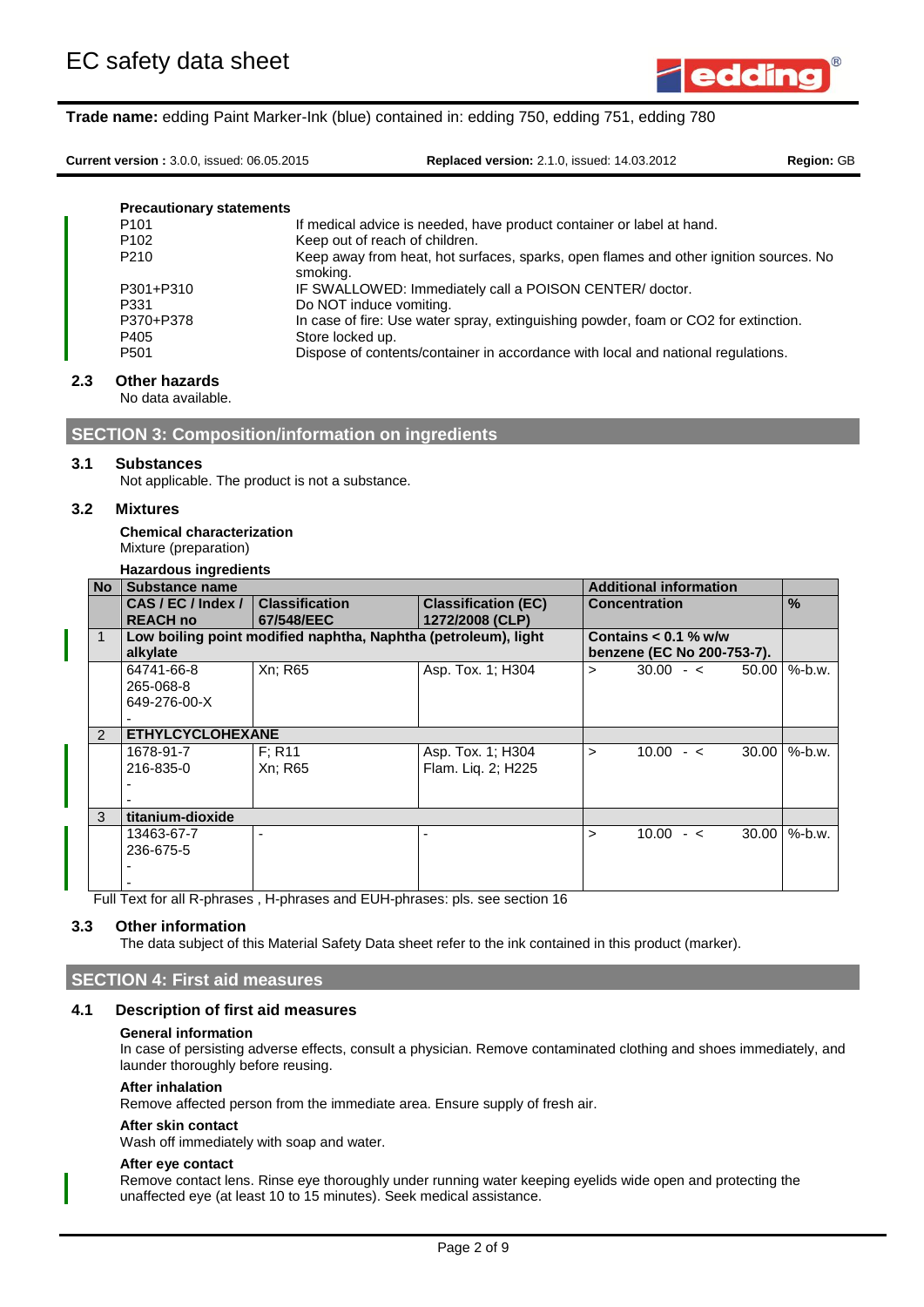EC safety data sheet

**Trade name:** edding Paint Marker-Ink (blue) contained in: edding 750, edding 751, edding 780

**Current version :** 3.0.0, issued: 06.05.2015 **Replaced version:** 2.1.0, issued: 14.03.2012 **Region:** GB

**Precautionary statements**

| | |
|---|---|
| P101 | If medical advice is needed, have product container or label at hand. |
| P102 | Keep out of reach of children. |
| P210 | Keep away from heat, hot surfaces, sparks, open flames and other ignition sources. No smoking. |
| P301+P310 | IF SWALLOWED: Immediately call a POISON CENTER/ doctor. |
| P331 | Do NOT induce vomiting. |
| P370+P378 | In case of fire: Use water spray, extinguishing powder, foam or CO2 for extinction. |
| P405 | Store locked up. |
| P501 | Dispose of contents/container in accordance with local and national regulations. |

### 2.3 Other hazards

No data available.

## SECTION 3: Composition/information on ingredients

### 3.1 Substances

Not applicable. The product is not a substance.

### 3.2 Mixtures

**Chemical characterization**

Mixture (preparation)

**Hazardous ingredients**

| No | Substance name | | | Additional information | |
|---|---|---|---|---|---|
| | CAS / EC / Index / REACH no | Classification 67/548/EEC | Classification (EC) 1272/2008 (CLP) | Concentration | % |
| 1 | **Low boiling point modified naphtha, Naphtha (petroleum), light alkylate** | | | **Contains < 0.1 % w/w benzene (EC No 200-753-7).** | |
| | 64741-66-8<br>265-068-8<br>649-276-00-X<br>- | Xn; R65 | Asp. Tox. 1; H304 | > 30.00 - < 50.00 | %-b.w. |
| 2 | **ETHYLCYCLOHEXANE** | | | | |
| | 1678-91-7<br>216-835-0<br>-<br>- | F; R11<br>Xn; R65 | Asp. Tox. 1; H304<br>Flam. Liq. 2; H225 | > 10.00 - < 30.00 | %-b.w. |
| 3 | **titanium-dioxide** | | | | |
| | 13463-67-7<br>236-675-5<br>-<br>- | - | - | > 10.00 - < 30.00 | %-b.w. |

Full Text for all R-phrases , H-phrases and EUH-phrases: pls. see section 16

### 3.3 Other information

The data subject of this Material Safety Data sheet refer to the ink contained in this product (marker).

## SECTION 4: First aid measures

### 4.1 Description of first aid measures

**General information**

In case of persisting adverse effects, consult a physician. Remove contaminated clothing and shoes immediately, and launder thoroughly before reusing.

**After inhalation**

Remove affected person from the immediate area. Ensure supply of fresh air.

**After skin contact**

Wash off immediately with soap and water.

**After eye contact**

Remove contact lens. Rinse eye thoroughly under running water keeping eyelids wide open and protecting the unaffected eye (at least 10 to 15 minutes). Seek medical assistance.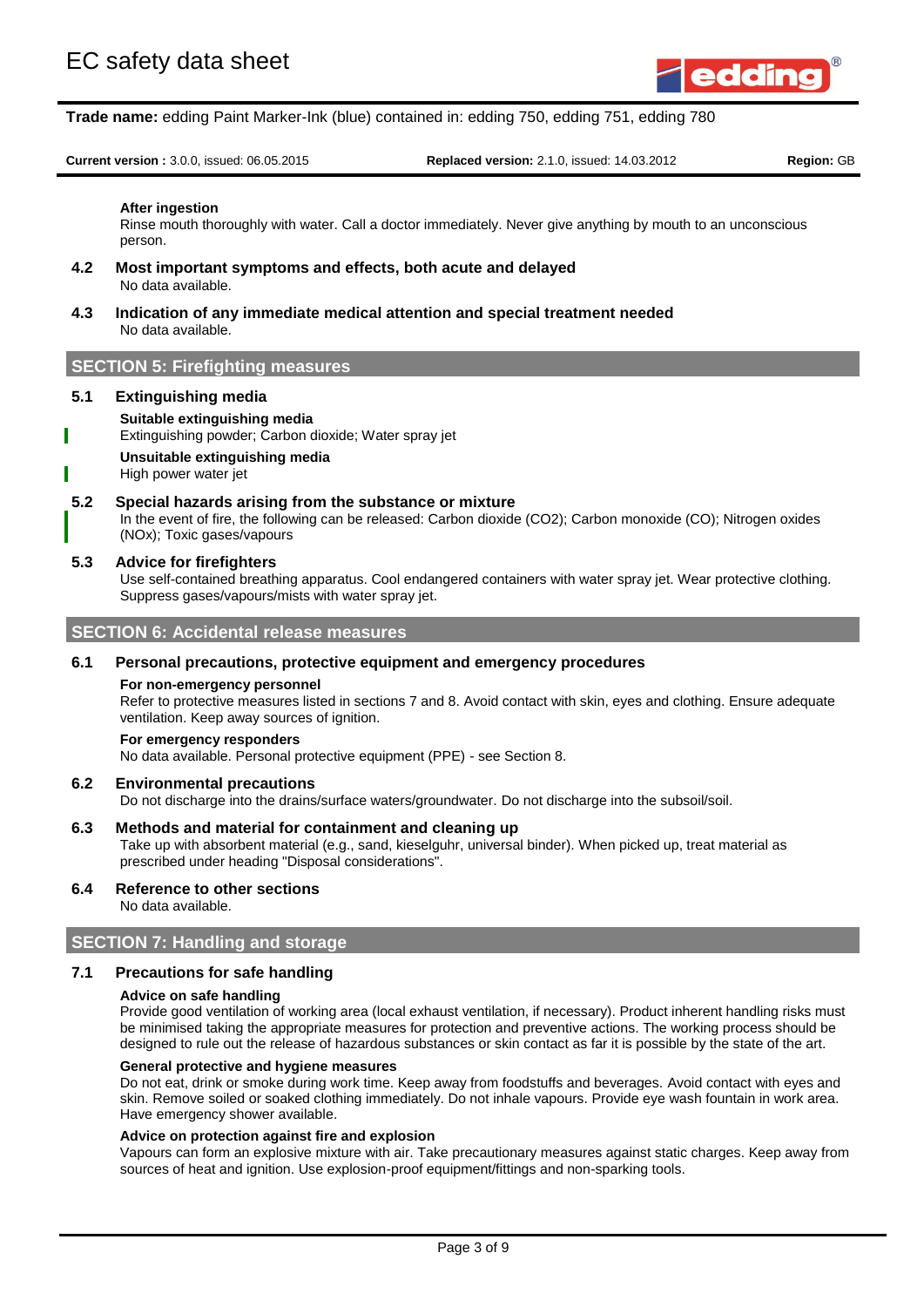**After ingestion**

Rinse mouth thoroughly with water. Call a doctor immediately. Never give anything by mouth to an unconscious person.

### 4.2 Most important symptoms and effects, both acute and delayed

No data available.

### 4.3 Indication of any immediate medical attention and special treatment needed

No data available.

## SECTION 5: Firefighting measures

### 5.1 Extinguishing media

**Suitable extinguishing media**

Extinguishing powder; Carbon dioxide; Water spray jet

**Unsuitable extinguishing media**

High power water jet

### 5.2 Special hazards arising from the substance or mixture

In the event of fire, the following can be released: Carbon dioxide ($CO_2$); Carbon monoxide (CO); Nitrogen oxides ($NO_x$); Toxic gases/vapours

### 5.3 Advice for firefighters

Use self-contained breathing apparatus. Cool endangered containers with water spray jet. Wear protective clothing. Suppress gases/vapours/mists with water spray jet.

## SECTION 6: Accidental release measures

### 6.1 Personal precautions, protective equipment and emergency procedures

**For non-emergency personnel**

Refer to protective measures listed in sections 7 and 8. Avoid contact with skin, eyes and clothing. Ensure adequate ventilation. Keep away sources of ignition.

**For emergency responders**

No data available. Personal protective equipment (PPE) - see Section 8.

### 6.2 Environmental precautions

Do not discharge into the drains/surface waters/groundwater. Do not discharge into the subsoil/soil.

### 6.3 Methods and material for containment and cleaning up

Take up with absorbent material (e.g., sand, kieselguhr, universal binder). When picked up, treat material as prescribed under heading "Disposal considerations".

### 6.4 Reference to other sections

No data available.

## SECTION 7: Handling and storage

### 7.1 Precautions for safe handling

**Advice on safe handling**

Provide good ventilation of working area (local exhaust ventilation, if necessary). Product inherent handling risks must be minimised taking the appropriate measures for protection and preventive actions. The working process should be designed to rule out the release of hazardous substances or skin contact as far it is possible by the state of the art.

**General protective and hygiene measures**

Do not eat, drink or smoke during work time. Keep away from foodstuffs and beverages. Avoid contact with eyes and skin. Remove soiled or soaked clothing immediately. Do not inhale vapours. Provide eye wash fountain in work area. Have emergency shower available.

**Advice on protection against fire and explosion**

Vapours can form an explosive mixture with air. Take precautionary measures against static charges. Keep away from sources of heat and ignition. Use explosion-proof equipment/fittings and non-sparking tools.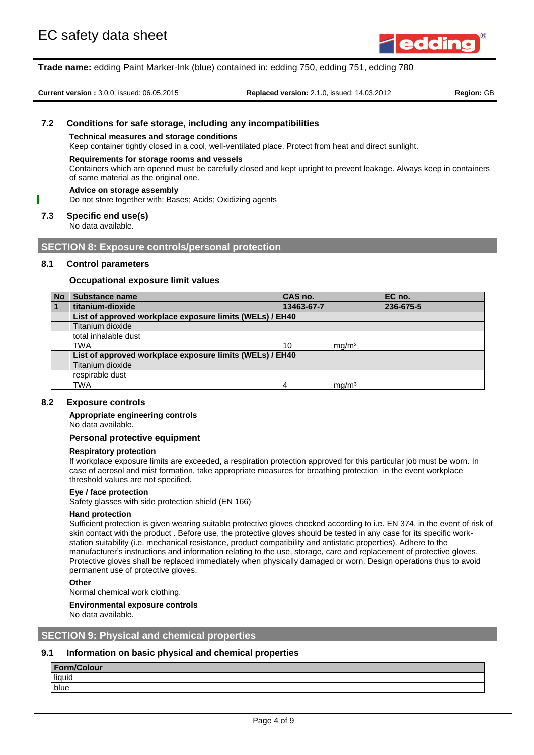### 7.2 Conditions for safe storage, including any incompatibilities

**Technical measures and storage conditions**

Keep container tightly closed in a cool, well-ventilated place. Protect from heat and direct sunlight.

**Requirements for storage rooms and vessels**

Containers which are opened must be carefully closed and kept upright to prevent leakage. Always keep in containers of same material as the original one.

**Advice on storage assembly**

Do not store together with: Bases; Acids; Oxidizing agents

### 7.3 Specific end use(s)

No data available.

## SECTION 8: Exposure controls/personal protection

### 8.1 Control parameters

**Occupational exposure limit values**

| No | Substance name | CAS no. | | EC no. |
|---|---|---|---|---|
| 1 | titanium-dioxide | 13463-67-7 | | 236-675-5 |
| | List of approved workplace exposure limits (WELs) / EH40 | | | |
| | Titanium dioxide | | | |
| | total inhalable dust | | | |
| | TWA | 10 | mg/m³ | |
| | List of approved workplace exposure limits (WELs) / EH40 | | | |
| | Titanium dioxide | | | |
| | respirable dust | | | |
| | TWA | 4 | mg/m³ | |

### 8.2 Exposure controls

**Appropriate engineering controls**

No data available.

**Personal protective equipment**

**Respiratory protection**

If workplace exposure limits are exceeded, a respiration protection approved for this particular job must be worn. In case of aerosol and mist formation, take appropriate measures for breathing protection in the event workplace threshold values are not specified.

**Eye / face protection**

Safety glasses with side protection shield (EN 166)

**Hand protection**

Sufficient protection is given wearing suitable protective gloves checked according to i.e. EN 374, in the event of risk of skin contact with the product . Before use, the protective gloves should be tested in any case for its specific work-station suitability (i.e. mechanical resistance, product compatibility and antistatic properties). Adhere to the manufacturer's instructions and information relating to the use, storage, care and replacement of protective gloves. Protective gloves shall be replaced immediately when physically damaged or worn. Design operations thus to avoid permanent use of protective gloves.

**Other**

Normal chemical work clothing.

**Environmental exposure controls**

No data available.

## SECTION 9: Physical and chemical properties

### 9.1 Information on basic physical and chemical properties

| Form/Colour |
|---|
| liquid |
| blue |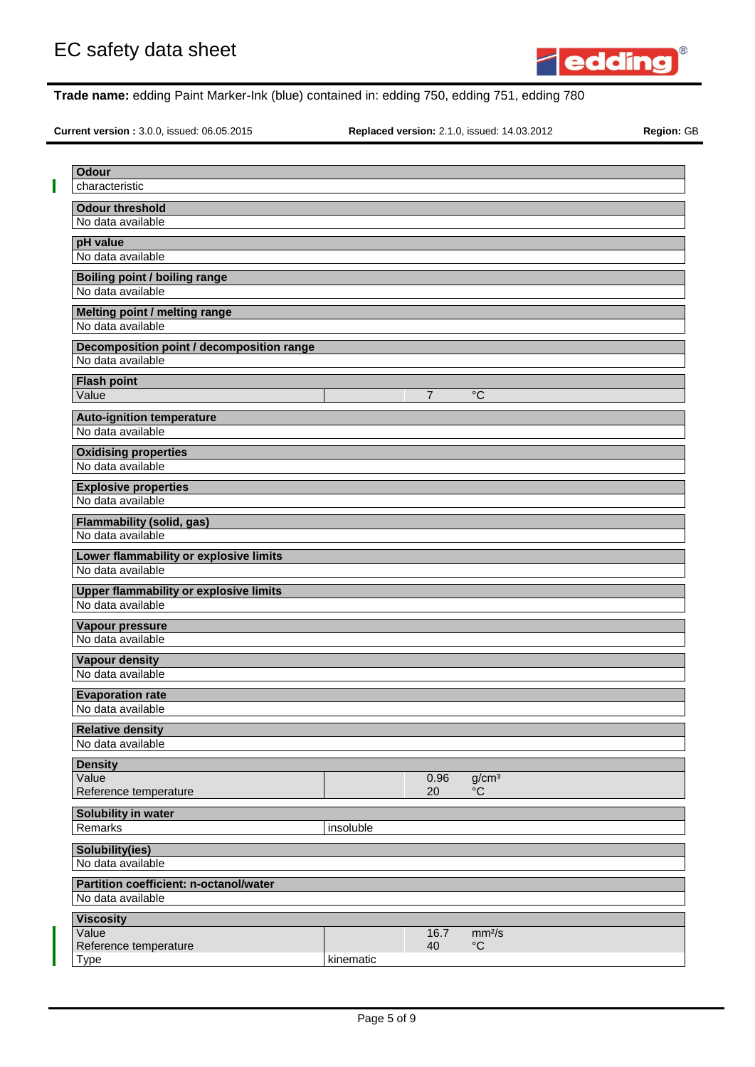**Trade name:** edding Paint Marker-Ink (blue) contained in: edding 750, edding 751, edding 780

**Current version :** 3.0.0, issued: 06.05.2015 **Replaced version:** 2.1.0, issued: 14.03.2012 **Region:** GB

**Odour**

characteristic

**Odour threshold**

No data available

**pH value**

No data available

**Boiling point / boiling range**

No data available

**Melting point / melting range**

No data available

**Decomposition point / decomposition range**

No data available

**Flash point**

| | | | |
|---|---|---|---|
| Value | | 7 | °C |

**Auto-ignition temperature**

No data available

**Oxidising properties**

No data available

**Explosive properties**

No data available

**Flammability (solid, gas)**

No data available

**Lower flammability or explosive limits**

No data available

**Upper flammability or explosive limits**

No data available

**Vapour pressure**

No data available

**Vapour density**

No data available

**Evaporation rate**

No data available

**Relative density**

No data available

**Density**

| | | | |
|---|---|---|---|
| Value | | 0.96 | $g/cm^3$ |
| Reference temperature | | 20 | °C |

**Solubility in water**

| | |
|---|---|
| Remarks | insoluble |

**Solubility(ies)**

No data available

**Partition coefficient: n-octanol/water**

No data available

**Viscosity**

| | | | |
|---|---|---|---|
| Value | | 16.7 | $mm^2/s$ |
| Reference temperature | | 40 | °C |
| Type | kinematic | | |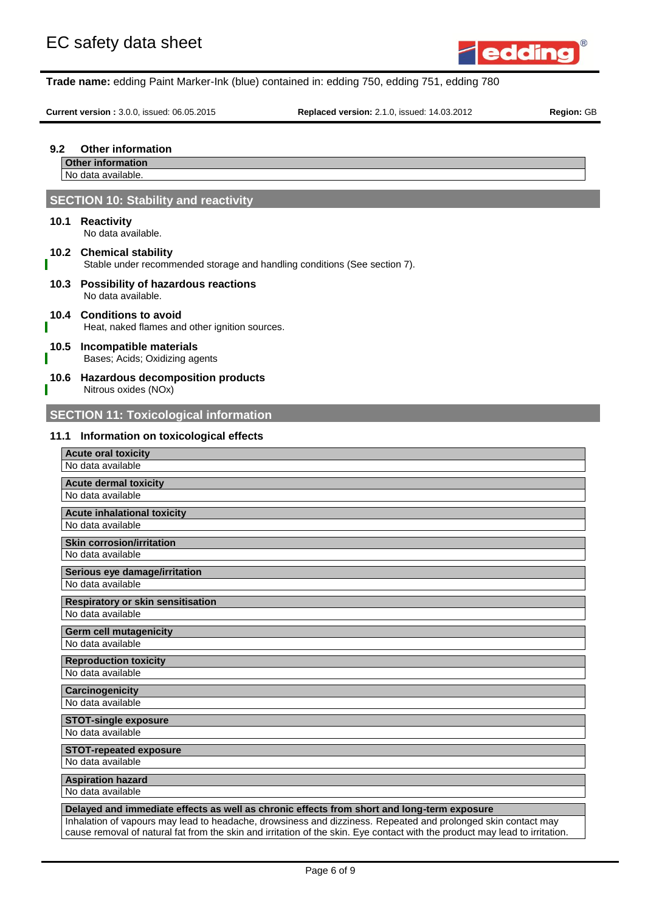### 9.2 Other information

| Other information |
|---|
| No data available. |

## SECTION 10: Stability and reactivity

### 10.1 Reactivity

No data available.

### 10.2 Chemical stability

Stable under recommended storage and handling conditions (See section 7).

### 10.3 Possibility of hazardous reactions

No data available.

### 10.4 Conditions to avoid

Heat, naked flames and other ignition sources.

### 10.5 Incompatible materials

Bases; Acids; Oxidizing agents

### 10.6 Hazardous decomposition products

Nitrous oxides (NOx)

## SECTION 11: Toxicological information

### 11.1 Information on toxicological effects

| Acute oral toxicity |
|---|
| No data available |

| Acute dermal toxicity |
|---|
| No data available |

| Acute inhalational toxicity |
|---|
| No data available |

| Skin corrosion/irritation |
|---|
| No data available |

| Serious eye damage/irritation |
|---|
| No data available |

| Respiratory or skin sensitisation |
|---|
| No data available |

| Germ cell mutagenicity |
|---|
| No data available |

| Reproduction toxicity |
|---|
| No data available |

| Carcinogenicity |
|---|
| No data available |

| STOT-single exposure |
|---|
| No data available |

| STOT-repeated exposure |
|---|
| No data available |

| Aspiration hazard |
|---|
| No data available |

| Delayed and immediate effects as well as chronic effects from short and long-term exposure |
|---|
| Inhalation of vapours may lead to headache, drowsiness and dizziness. Repeated and prolonged skin contact may cause removal of natural fat from the skin and irritation of the skin. Eye contact with the product may lead to irritation. |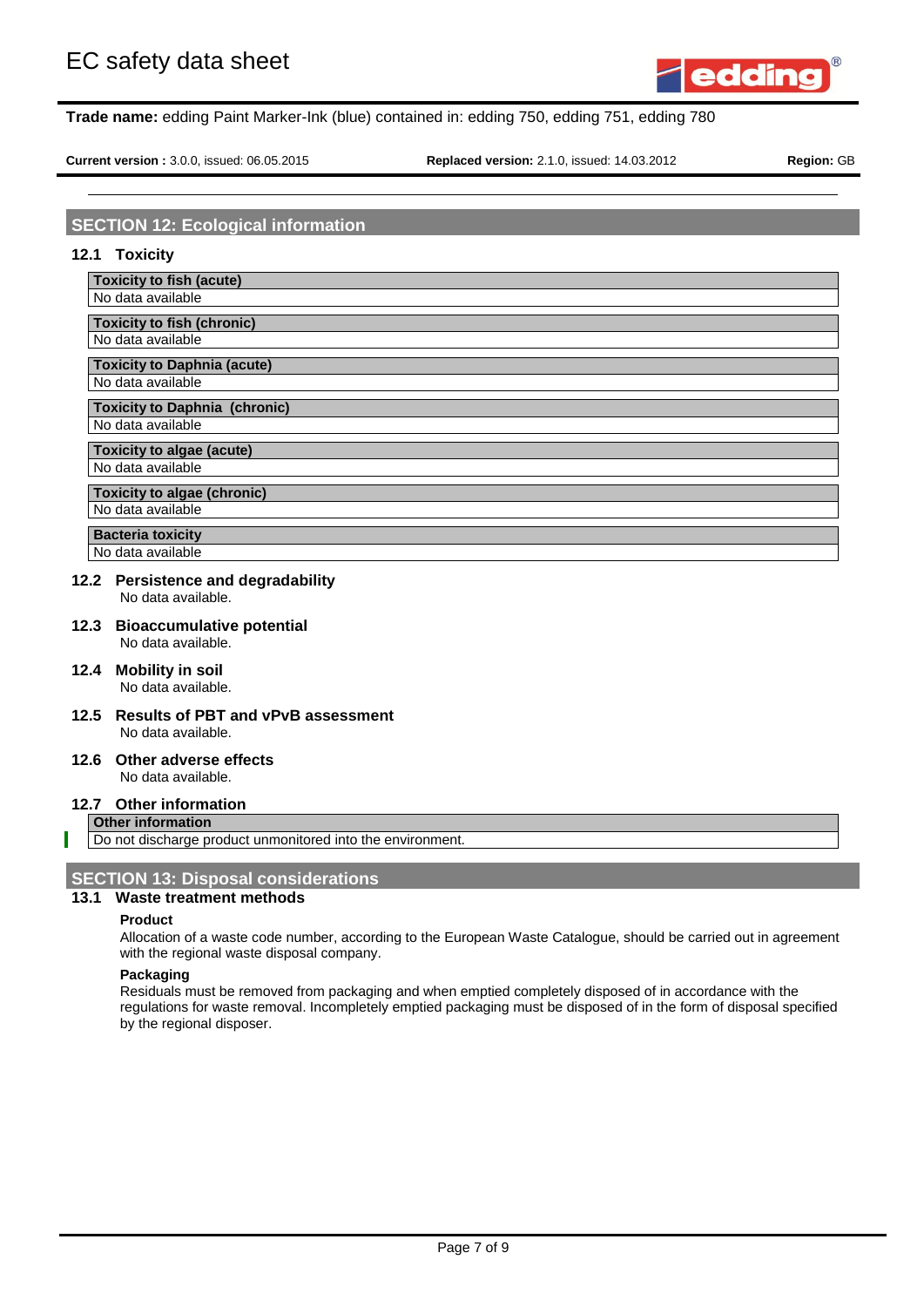## SECTION 12: Ecological information

### 12.1 Toxicity

| Toxicity to fish (acute) |
|---|
| No data available |

| Toxicity to fish (chronic) |
|---|
| No data available |

| Toxicity to Daphnia (acute) |
|---|
| No data available |

| Toxicity to Daphnia (chronic) |
|---|
| No data available |

| Toxicity to algae (acute) |
|---|
| No data available |

| Toxicity to algae (chronic) |
|---|
| No data available |

| Bacteria toxicity |
|---|
| No data available |

### 12.2 Persistence and degradability

No data available.

### 12.3 Bioaccumulative potential

No data available.

### 12.4 Mobility in soil

No data available.

### 12.5 Results of PBT and vPvB assessment

No data available.

### 12.6 Other adverse effects

No data available.

### 12.7 Other information

| Other information |
|---|
| Do not discharge product unmonitored into the environment. |

## SECTION 13: Disposal considerations

### 13.1 Waste treatment methods

**Product**

Allocation of a waste code number, according to the European Waste Catalogue, should be carried out in agreement with the regional waste disposal company.

**Packaging**

Residuals must be removed from packaging and when emptied completely disposed of in accordance with the regulations for waste removal. Incompletely emptied packaging must be disposed of in the form of disposal specified by the regional disposer.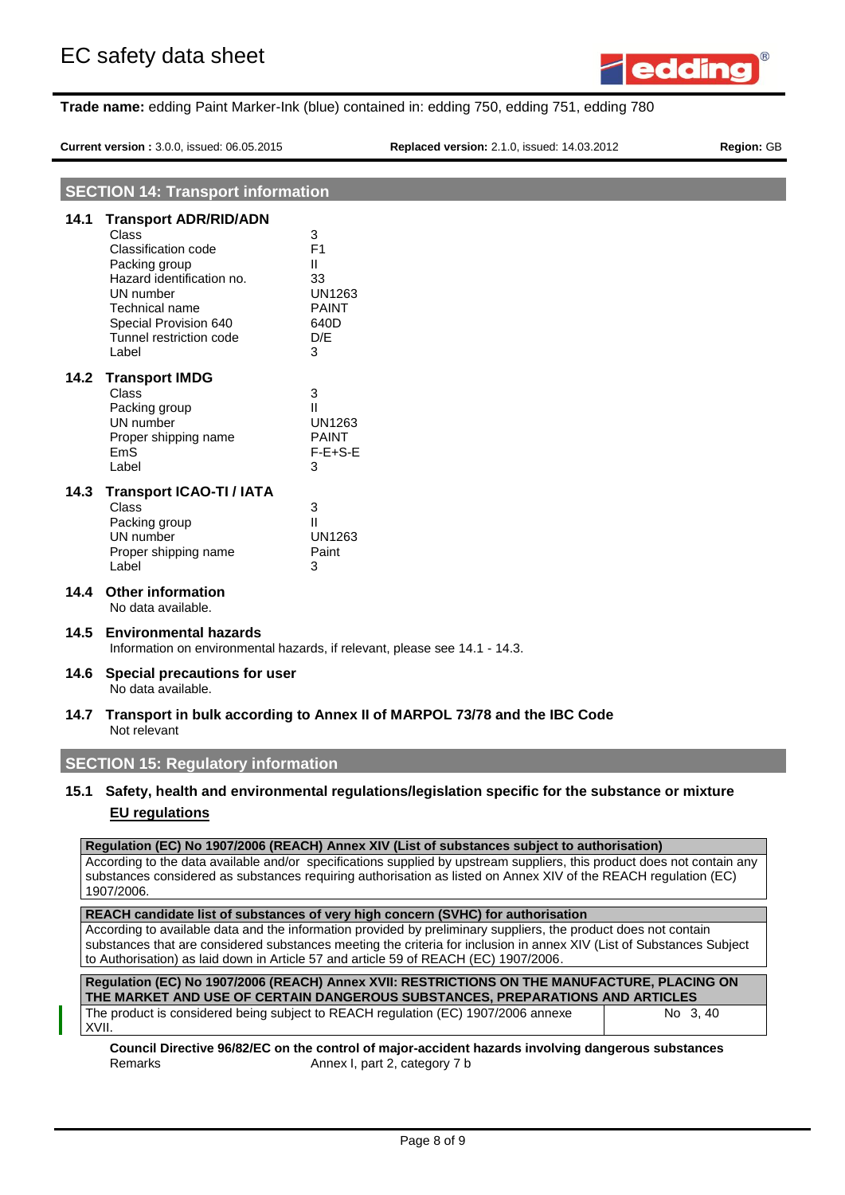## SECTION 14: Transport information

### 14.1 Transport ADR/RID/ADN

| | |
|---|---|
| Class | 3 |
| Classification code | F1 |
| Packing group | II |
| Hazard identification no. | 33 |
| UN number | UN1263 |
| Technical name | PAINT |
| Special Provision 640 | 640D |
| Tunnel restriction code | D/E |
| Label | 3 |

### 14.2 Transport IMDG

| | |
|---|---|
| Class | 3 |
| Packing group | II |
| UN number | UN1263 |
| Proper shipping name | PAINT |
| EmS | F-E+S-E |
| Label | 3 |

### 14.3 Transport ICAO-TI / IATA

| | |
|---|---|
| Class | 3 |
| Packing group | II |
| UN number | UN1263 |
| Proper shipping name | Paint |
| Label | 3 |

### 14.4 Other information

No data available.

### 14.5 Environmental hazards

Information on environmental hazards, if relevant, please see 14.1 - 14.3.

### 14.6 Special precautions for user

No data available.

### 14.7 Transport in bulk according to Annex II of MARPOL 73/78 and the IBC Code

Not relevant

## SECTION 15: Regulatory information

### 15.1 Safety, health and environmental regulations/legislation specific for the substance or mixture

**EU regulations**

**Regulation (EC) No 1907/2006 (REACH) Annex XIV (List of substances subject to authorisation)**

According to the data available and/or specifications supplied by upstream suppliers, this product does not contain any substances considered as substances requiring authorisation as listed on Annex XIV of the REACH regulation (EC) 1907/2006.

**REACH candidate list of substances of very high concern (SVHC) for authorisation**

According to available data and the information provided by preliminary suppliers, the product does not contain substances that are considered substances meeting the criteria for inclusion in annex XIV (List of Substances Subject to Authorisation) as laid down in Article 57 and article 59 of REACH (EC) 1907/2006.

| Regulation (EC) No 1907/2006 (REACH) Annex XVII: RESTRICTIONS ON THE MANUFACTURE, PLACING ON THE MARKET AND USE OF CERTAIN DANGEROUS SUBSTANCES, PREPARATIONS AND ARTICLES | |
|---|---|
| The product is considered being subject to REACH regulation (EC) 1907/2006 annexe XVII. | No 3, 40 |

**Council Directive 96/82/EC on the control of major-accident hazards involving dangerous substances**

| | |
|---|---|
| Remarks | Annex I, part 2, category 7 b |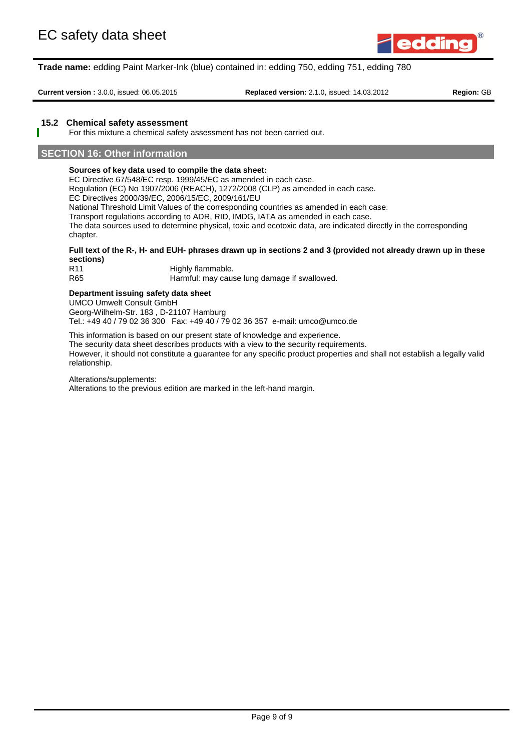### 15.2 Chemical safety assessment

For this mixture a chemical safety assessment has not been carried out.

## SECTION 16: Other information

**Sources of key data used to compile the data sheet:**

EC Directive 67/548/EC resp. 1999/45/EC as amended in each case.
Regulation (EC) No 1907/2006 (REACH), 1272/2008 (CLP) as amended in each case.
EC Directives 2000/39/EC, 2006/15/EC, 2009/161/EU
National Threshold Limit Values of the corresponding countries as amended in each case.
Transport regulations according to ADR, RID, IMDG, IATA as amended in each case.
The data sources used to determine physical, toxic and ecotoxic data, are indicated directly in the corresponding chapter.

**Full text of the R-, H- and EUH- phrases drawn up in sections 2 and 3 (provided not already drawn up in these sections)**

| | |
|---|---|
| R11 | Highly flammable. |
| R65 | Harmful: may cause lung damage if swallowed. |

**Department issuing safety data sheet**

UMCO Umwelt Consult GmbH
Georg-Wilhelm-Str. 183 , D-21107 Hamburg
Tel.: +49 40 / 79 02 36 300 Fax: +49 40 / 79 02 36 357 e-mail: umco@umco.de

This information is based on our present state of knowledge and experience.
The security data sheet describes products with a view to the security requirements.
However, it should not constitute a guarantee for any specific product properties and shall not establish a legally valid relationship.

Alterations/supplements:
Alterations to the previous edition are marked in the left-hand margin.